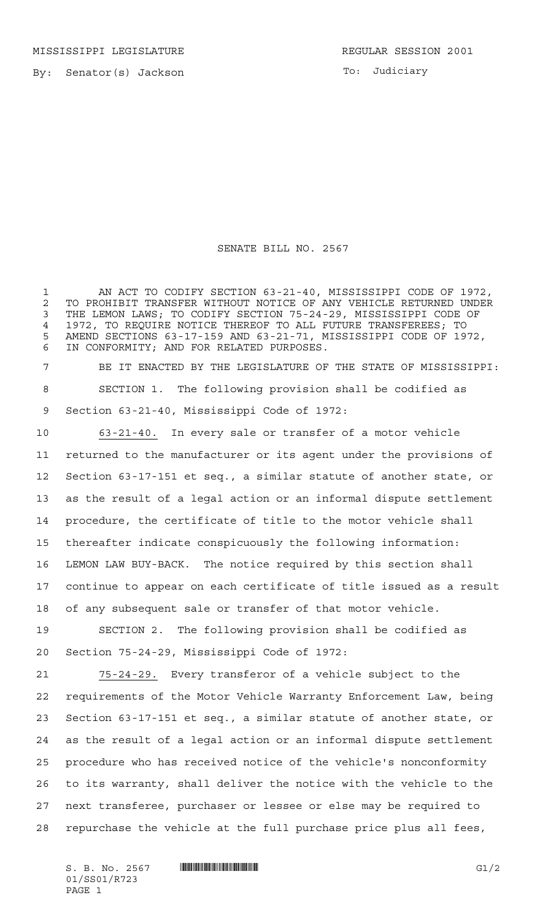MISSISSIPPI LEGISLATURE REGULAR SESSION 2001

By: Senator(s) Jackson

To: Judiciary

# SENATE BILL NO. 2567

AN ACT TO CODIFY SECTION 63-21-40, MISSISSIPPI CODE OF 1972, TO PROHIBIT TRANSFER WITHOUT NOTICE OF ANY VEHICLE RETURNED UNDER THE LEMON LAWS; TO CODIFY SECTION 75-24-29, MISSISSIPPI CODE OF 1972, TO REQUIRE NOTICE THEREOF TO ALL FUTURE TRANSFEREES; TO AMEND SECTIONS 63-17-159 AND 63-21-71, MISSISSIPPI CODE OF 1972, IN CONFORMITY; AND FOR RELATED PURPOSES.

BE IT ENACTED BY THE LEGISLATURE OF THE STATE OF MISSISSIPPI:

SECTION 1. The following provision shall be codified as Section 63-21-40, Mississippi Code of 1972:

63-21-40. In every sale or transfer of a motor vehicle returned to the manufacturer or its agent under the provisions of Section 63-17-151 et seq., a similar statute of another state, or as the result of a legal action or an informal dispute settlement procedure, the certificate of title to the motor vehicle shall thereafter indicate conspicuously the following information: LEMON LAW BUY-BACK. The notice required by this section shall continue to appear on each certificate of title issued as a result of any subsequent sale or transfer of that motor vehicle.

SECTION 2. The following provision shall be codified as Section 75-24-29, Mississippi Code of 1972:

75-24-29. Every transferor of a vehicle subject to the requirements of the Motor Vehicle Warranty Enforcement Law, being Section 63-17-151 et seq., a similar statute of another state, or as the result of a legal action or an informal dispute settlement procedure who has received notice of the vehicle's nonconformity to its warranty, shall deliver the notice with the vehicle to the next transferee, purchaser or lessee or else may be required to repurchase the vehicle at the full purchase price plus all fees,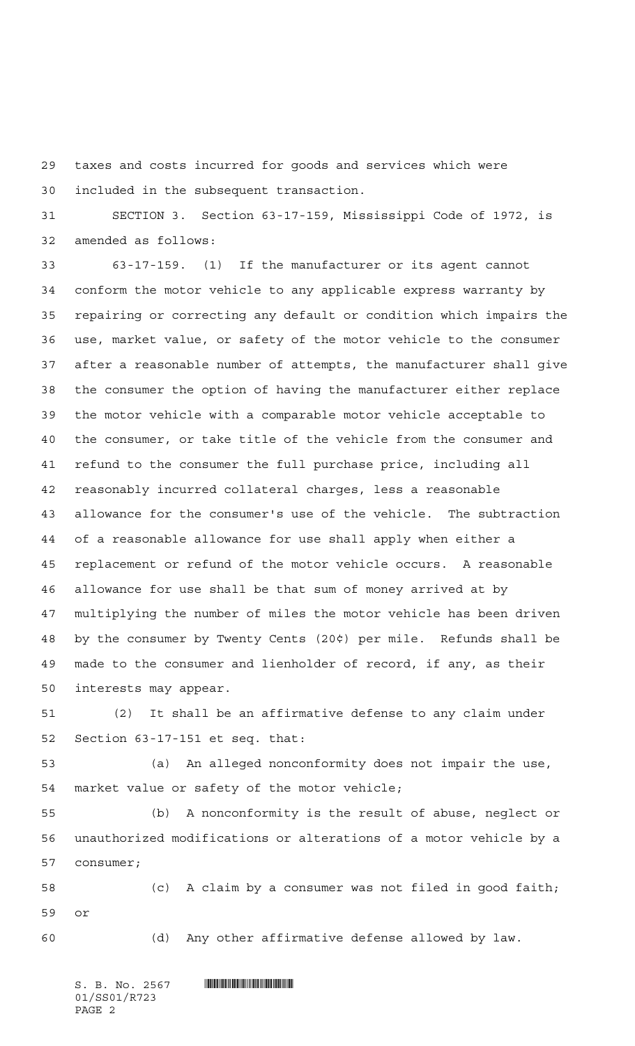taxes and costs incurred for goods and services which were included in the subsequent transaction.

SECTION 3. Section 63-17-159, Mississippi Code of 1972, is amended as follows:

63-17-159. (1) If the manufacturer or its agent cannot conform the motor vehicle to any applicable express warranty by repairing or correcting any default or condition which impairs the use, market value, or safety of the motor vehicle to the consumer after a reasonable number of attempts, the manufacturer shall give the consumer the option of having the manufacturer either replace the motor vehicle with a comparable motor vehicle acceptable to the consumer, or take title of the vehicle from the consumer and refund to the consumer the full purchase price, including all reasonably incurred collateral charges, less a reasonable allowance for the consumer's use of the vehicle. The subtraction of a reasonable allowance for use shall apply when either a replacement or refund of the motor vehicle occurs. A reasonable allowance for use shall be that sum of money arrived at by multiplying the number of miles the motor vehicle has been driven by the consumer by Twenty Cents (20¢) per mile. Refunds shall be made to the consumer and lienholder of record, if any, as their interests may appear.

(2) It shall be an affirmative defense to any claim under Section 63-17-151 et seq. that:

(a) An alleged nonconformity does not impair the use, market value or safety of the motor vehicle;

(b) A nonconformity is the result of abuse, neglect or unauthorized modifications or alterations of a motor vehicle by a consumer;

(c) A claim by a consumer was not filed in good faith; or

(d) Any other affirmative defense allowed by law.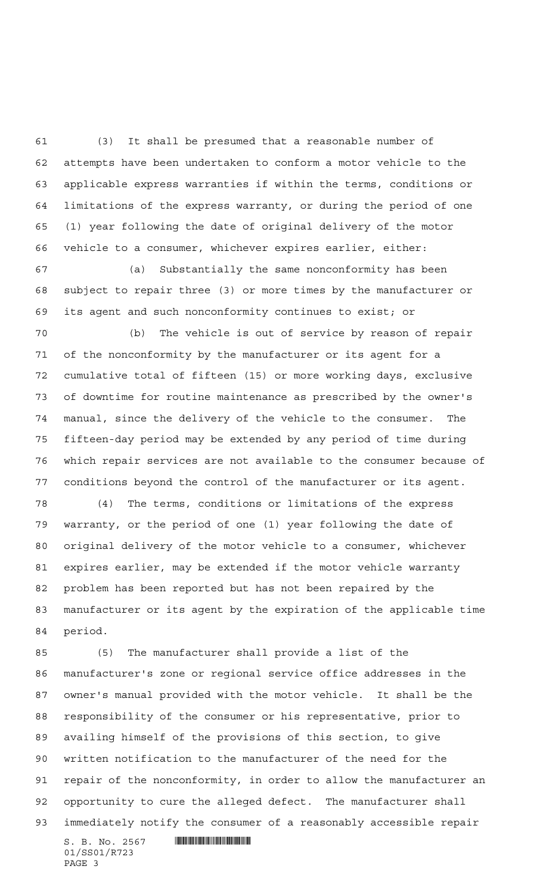(3) It shall be presumed that a reasonable number of attempts have been undertaken to conform a motor vehicle to the applicable express warranties if within the terms, conditions or limitations of the express warranty, or during the period of one (1) year following the date of original delivery of the motor vehicle to a consumer, whichever expires earlier, either:

(a) Substantially the same nonconformity has been subject to repair three (3) or more times by the manufacturer or its agent and such nonconformity continues to exist; or

(b) The vehicle is out of service by reason of repair of the nonconformity by the manufacturer or its agent for a cumulative total of fifteen (15) or more working days, exclusive of downtime for routine maintenance as prescribed by the owner's manual, since the delivery of the vehicle to the consumer. The fifteen-day period may be extended by any period of time during which repair services are not available to the consumer because of conditions beyond the control of the manufacturer or its agent.

(4) The terms, conditions or limitations of the express warranty, or the period of one (1) year following the date of original delivery of the motor vehicle to a consumer, whichever expires earlier, may be extended if the motor vehicle warranty problem has been reported but has not been repaired by the manufacturer or its agent by the expiration of the applicable time period.

(5) The manufacturer shall provide a list of the manufacturer's zone or regional service office addresses in the owner's manual provided with the motor vehicle. It shall be the responsibility of the consumer or his representative, prior to availing himself of the provisions of this section, to give written notification to the manufacturer of the need for the repair of the nonconformity, in order to allow the manufacturer an opportunity to cure the alleged defect. The manufacturer shall immediately notify the consumer of a reasonably accessible repair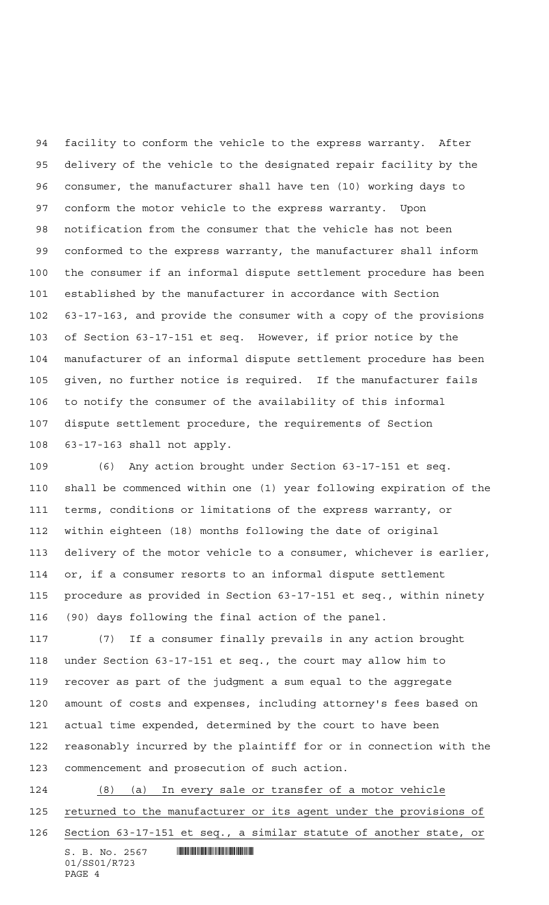facility to conform the vehicle to the express warranty. After delivery of the vehicle to the designated repair facility by the consumer, the manufacturer shall have ten (10) working days to conform the motor vehicle to the express warranty. Upon notification from the consumer that the vehicle has not been conformed to the express warranty, the manufacturer shall inform the consumer if an informal dispute settlement procedure has been established by the manufacturer in accordance with Section 63-17-163, and provide the consumer with a copy of the provisions of Section 63-17-151 et seq. However, if prior notice by the manufacturer of an informal dispute settlement procedure has been given, no further notice is required. If the manufacturer fails to notify the consumer of the availability of this informal dispute settlement procedure, the requirements of Section 63-17-163 shall not apply.

(6) Any action brought under Section 63-17-151 et seq. shall be commenced within one (1) year following expiration of the terms, conditions or limitations of the express warranty, or within eighteen (18) months following the date of original delivery of the motor vehicle to a consumer, whichever is earlier, or, if a consumer resorts to an informal dispute settlement procedure as provided in Section 63-17-151 et seq., within ninety (90) days following the final action of the panel.

(7) If a consumer finally prevails in any action brought under Section 63-17-151 et seq., the court may allow him to recover as part of the judgment a sum equal to the aggregate amount of costs and expenses, including attorney's fees based on actual time expended, determined by the court to have been reasonably incurred by the plaintiff for or in connection with the commencement and prosecution of such action.

<u>(8) (a) In every sale or transfer of a motor vehicle returned to the manufacturer or its agent under the provisions of Section 63-17-151 et seq., a similar statute of another state, or</u>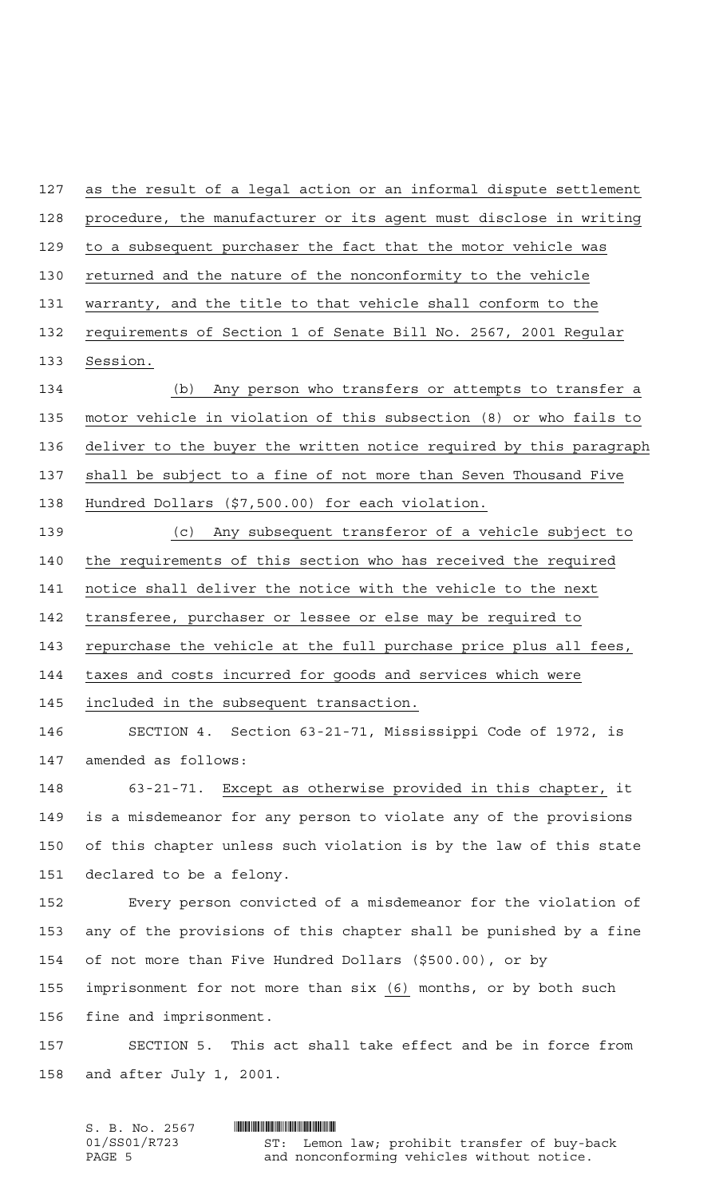as the result of a legal action or an informal dispute settlement procedure, the manufacturer or its agent must disclose in writing to a subsequent purchaser the fact that the motor vehicle was returned and the nature of the nonconformity to the vehicle warranty, and the title to that vehicle shall conform to the requirements of Section 1 of Senate Bill No. 2567, 2001 Regular Session.

(b) Any person who transfers or attempts to transfer a motor vehicle in violation of this subsection (8) or who fails to deliver to the buyer the written notice required by this paragraph shall be subject to a fine of not more than Seven Thousand Five Hundred Dollars ($7,500.00) for each violation.

(c) Any subsequent transferor of a vehicle subject to the requirements of this section who has received the required notice shall deliver the notice with the vehicle to the next transferee, purchaser or lessee or else may be required to repurchase the vehicle at the full purchase price plus all fees, taxes and costs incurred for goods and services which were included in the subsequent transaction.

SECTION 4. Section 63-21-71, Mississippi Code of 1972, is amended as follows:

63-21-71. Except as otherwise provided in this chapter, it is a misdemeanor for any person to violate any of the provisions of this chapter unless such violation is by the law of this state declared to be a felony.

Every person convicted of a misdemeanor for the violation of any of the provisions of this chapter shall be punished by a fine of not more than Five Hundred Dollars ($500.00), or by imprisonment for not more than six (6) months, or by both such fine and imprisonment.

SECTION 5. This act shall take effect and be in force from and after July 1, 2001.

S. B. No. 2567
01/SS01/R723
ST: Lemon law; prohibit transfer of buy-back and nonconforming vehicles without notice.